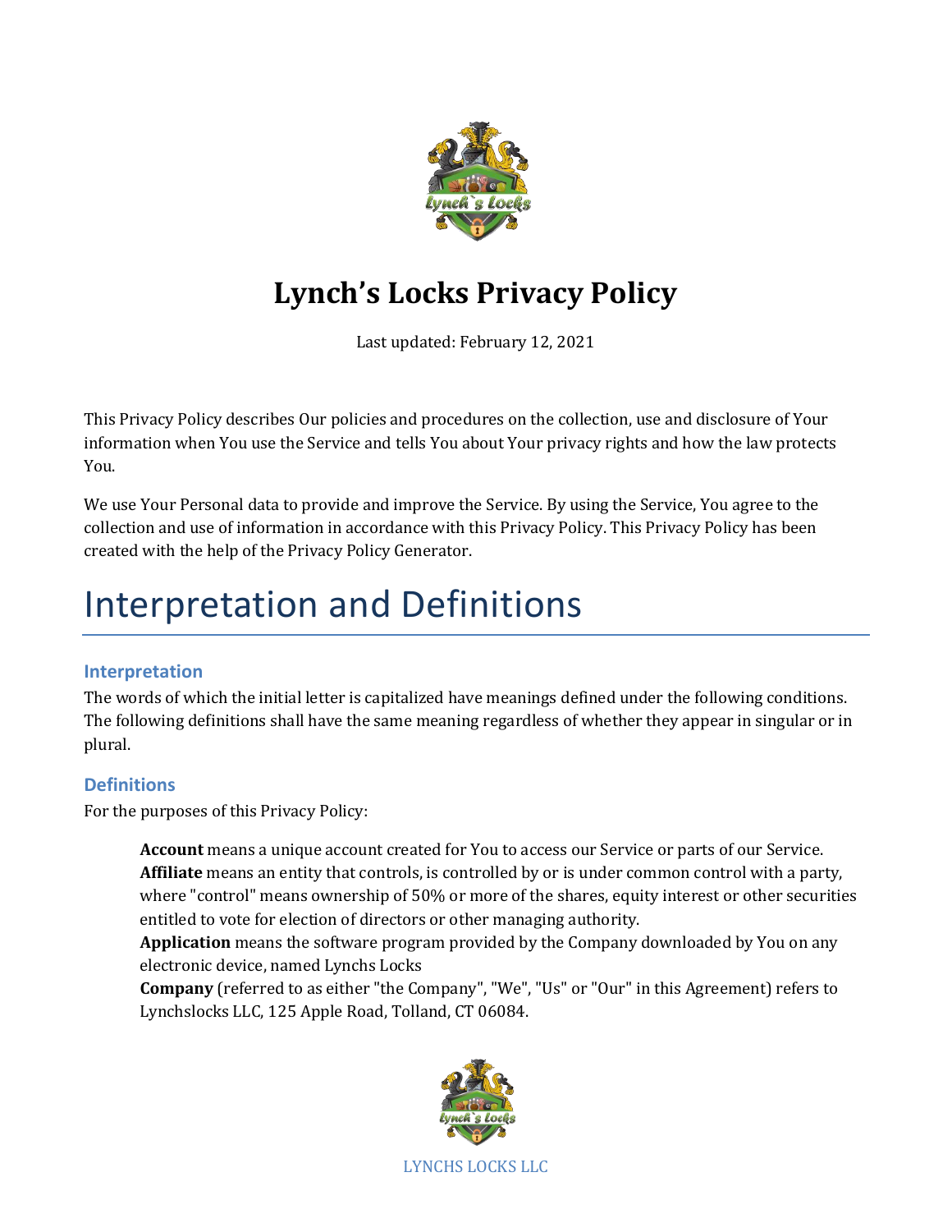# Lynch's Locks Privacy Policy

Last updated: February 12, 2021

This Privacy Policy describes Our policies and procedures on the collection, use and disclosure of Your information when You use the Service and tells You about Your privacy rights and how the law protects You.

We use Your Personal data to provide and improve the Service. By using the Service, You agree to the collection and use of information in accordance with this Privacy Policy. This Privacy Policy has been created with the help of the Privacy Policy Generator.

# Interpretation and Definitions

## Interpretation

The words of which the initial letter is capitalized have meanings defined under the following conditions. The following definitions shall have the same meaning regardless of whether they appear in singular or in plural.

## Definitions

For the purposes of this Privacy Policy:

**Account** means a unique account created for You to access our Service or parts of our Service.

**Affiliate** means an entity that controls, is controlled by or is under common control with a party, where "control" means ownership of 50% or more of the shares, equity interest or other securities entitled to vote for election of directors or other managing authority.

**Application** means the software program provided by the Company downloaded by You on any electronic device, named Lynchs Locks

**Company** (referred to as either "the Company", "We", "Us" or "Our" in this Agreement) refers to Lynchslocks LLC, 125 Apple Road, Tolland, CT 06084.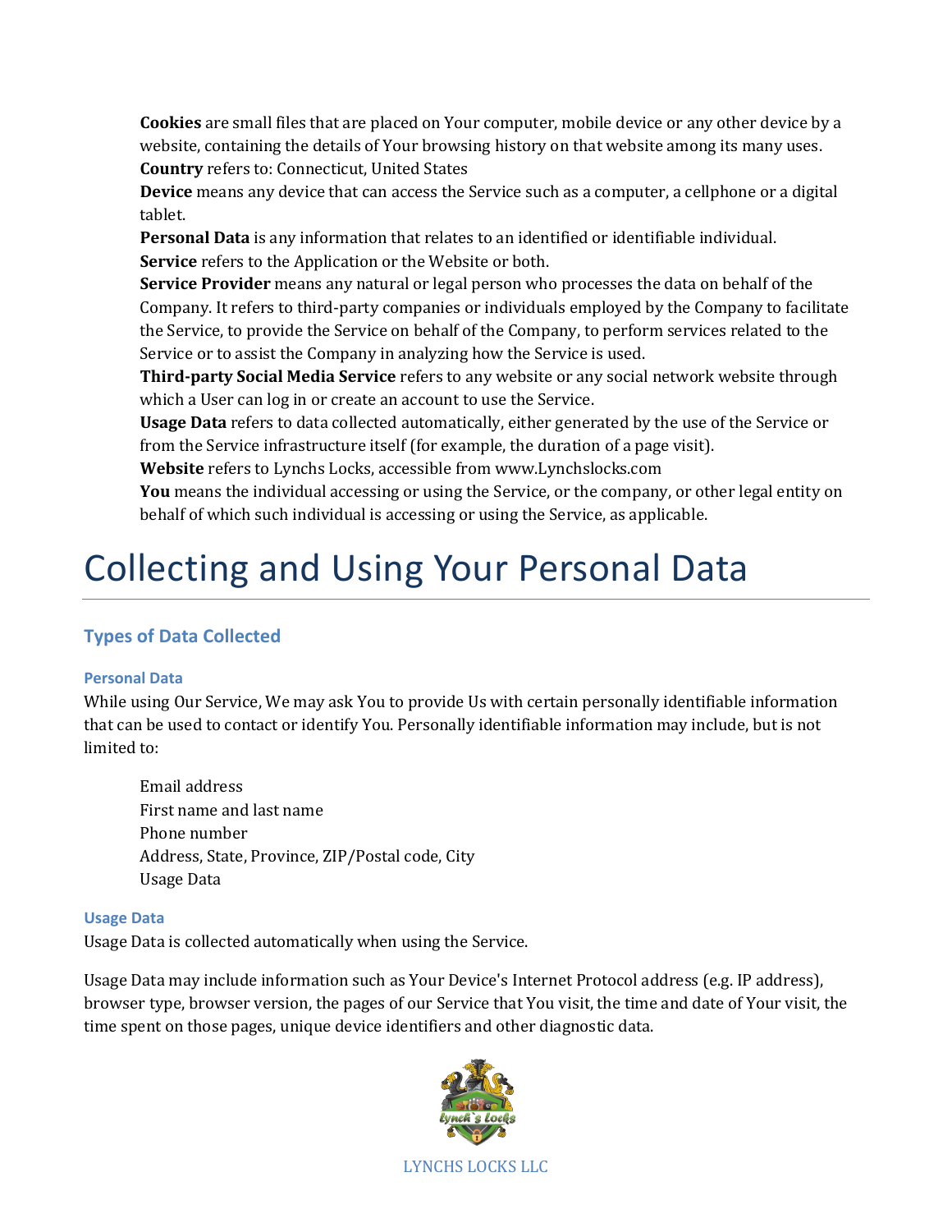**Cookies** are small files that are placed on Your computer, mobile device or any other device by a website, containing the details of Your browsing history on that website among its many uses.

**Country** refers to: Connecticut, United States

**Device** means any device that can access the Service such as a computer, a cellphone or a digital tablet.

**Personal Data** is any information that relates to an identified or identifiable individual.

**Service** refers to the Application or the Website or both.

**Service Provider** means any natural or legal person who processes the data on behalf of the Company. It refers to third-party companies or individuals employed by the Company to facilitate the Service, to provide the Service on behalf of the Company, to perform services related to the Service or to assist the Company in analyzing how the Service is used.

**Third-party Social Media Service** refers to any website or any social network website through which a User can log in or create an account to use the Service.

**Usage Data** refers to data collected automatically, either generated by the use of the Service or from the Service infrastructure itself (for example, the duration of a page visit).

**Website** refers to Lynchs Locks, accessible from www.Lynchslocks.com

**You** means the individual accessing or using the Service, or the company, or other legal entity on behalf of which such individual is accessing or using the Service, as applicable.

# Collecting and Using Your Personal Data

## Types of Data Collected

### Personal Data

While using Our Service, We may ask You to provide Us with certain personally identifiable information that can be used to contact or identify You. Personally identifiable information may include, but is not limited to:

- Email address
- First name and last name
- Phone number
- Address, State, Province, ZIP/Postal code, City
- Usage Data

### Usage Data

Usage Data is collected automatically when using the Service.

Usage Data may include information such as Your Device's Internet Protocol address (e.g. IP address), browser type, browser version, the pages of our Service that You visit, the time and date of Your visit, the time spent on those pages, unique device identifiers and other diagnostic data.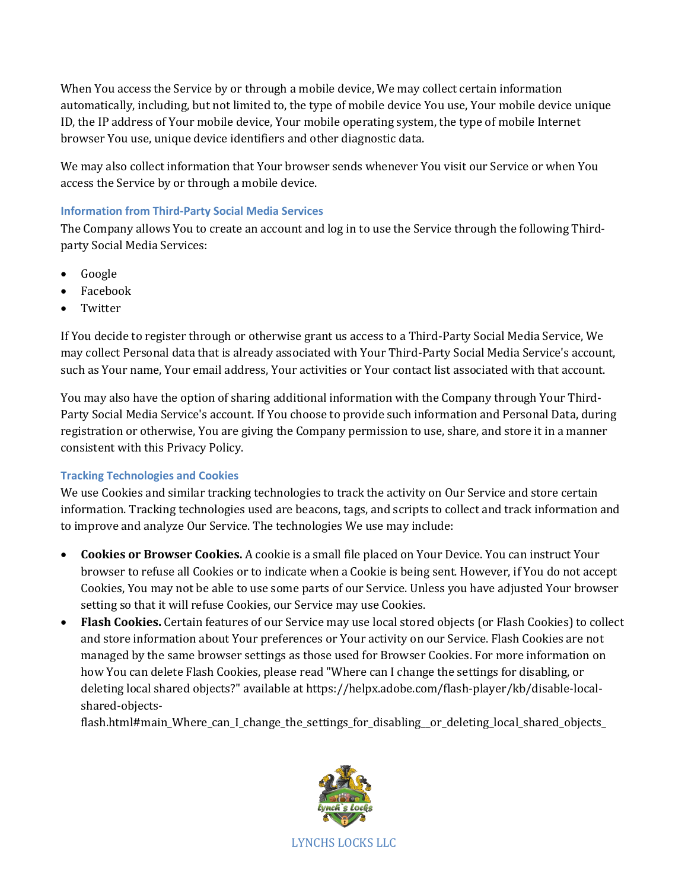When You access the Service by or through a mobile device, We may collect certain information automatically, including, but not limited to, the type of mobile device You use, Your mobile device unique ID, the IP address of Your mobile device, Your mobile operating system, the type of mobile Internet browser You use, unique device identifiers and other diagnostic data.

We may also collect information that Your browser sends whenever You visit our Service or when You access the Service by or through a mobile device.

### Information from Third-Party Social Media Services

The Company allows You to create an account and log in to use the Service through the following Third-party Social Media Services:

- Google
- Facebook
- Twitter

If You decide to register through or otherwise grant us access to a Third-Party Social Media Service, We may collect Personal data that is already associated with Your Third-Party Social Media Service's account, such as Your name, Your email address, Your activities or Your contact list associated with that account.

You may also have the option of sharing additional information with the Company through Your Third-Party Social Media Service's account. If You choose to provide such information and Personal Data, during registration or otherwise, You are giving the Company permission to use, share, and store it in a manner consistent with this Privacy Policy.

### Tracking Technologies and Cookies

We use Cookies and similar tracking technologies to track the activity on Our Service and store certain information. Tracking technologies used are beacons, tags, and scripts to collect and track information and to improve and analyze Our Service. The technologies We use may include:

- **Cookies or Browser Cookies.** A cookie is a small file placed on Your Device. You can instruct Your browser to refuse all Cookies or to indicate when a Cookie is being sent. However, if You do not accept Cookies, You may not be able to use some parts of our Service. Unless you have adjusted Your browser setting so that it will refuse Cookies, our Service may use Cookies.
- **Flash Cookies.** Certain features of our Service may use local stored objects (or Flash Cookies) to collect and store information about Your preferences or Your activity on our Service. Flash Cookies are not managed by the same browser settings as those used for Browser Cookies. For more information on how You can delete Flash Cookies, please read "Where can I change the settings for disabling, or deleting local shared objects?" available at https://helpx.adobe.com/flash-player/kb/disable-local-shared-objects-flash.html#main_Where_can_I_change_the_settings_for_disabling__or_deleting_local_shared_objects_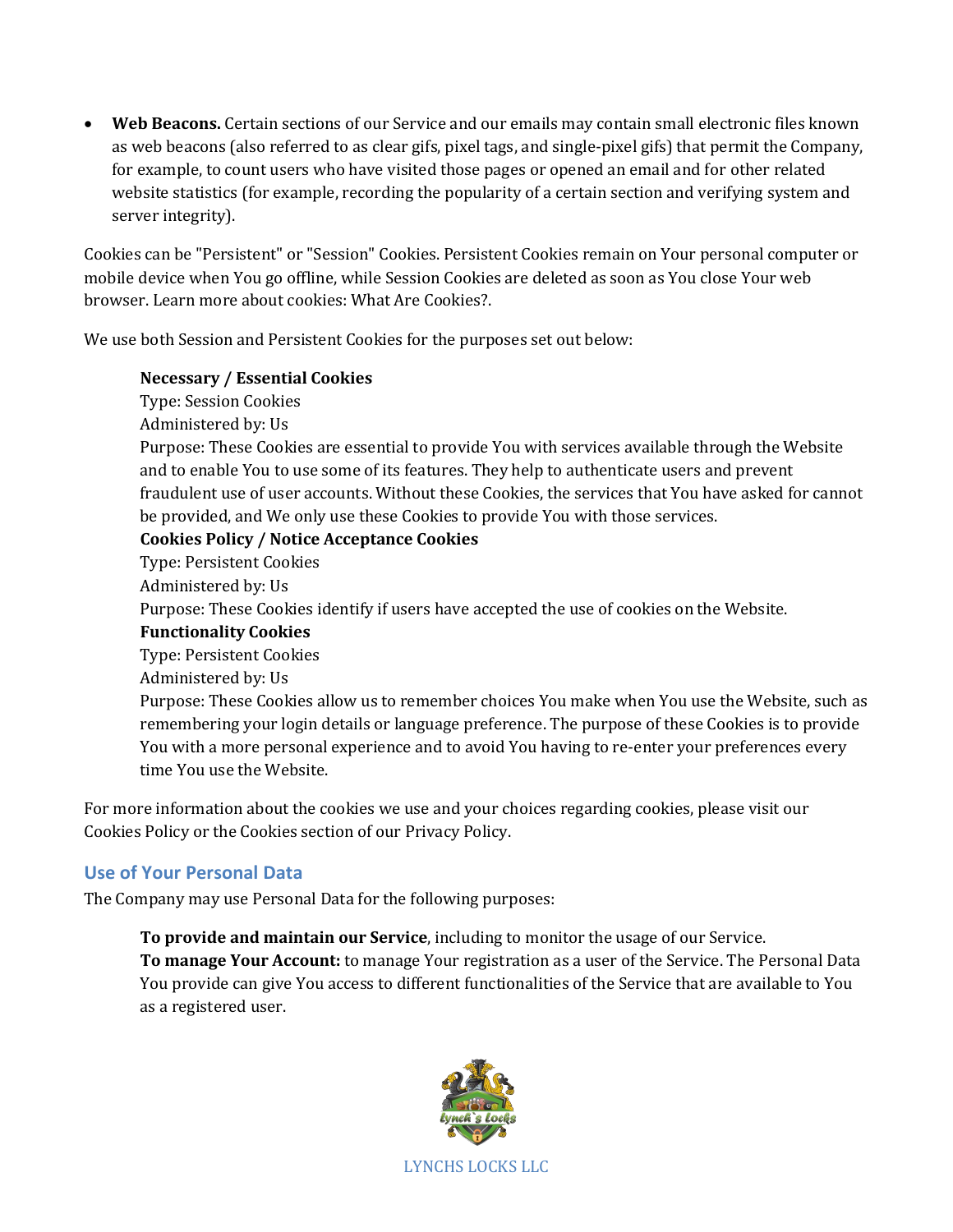- **Web Beacons.** Certain sections of our Service and our emails may contain small electronic files known as web beacons (also referred to as clear gifs, pixel tags, and single-pixel gifs) that permit the Company, for example, to count users who have visited those pages or opened an email and for other related website statistics (for example, recording the popularity of a certain section and verifying system and server integrity).

Cookies can be "Persistent" or "Session" Cookies. Persistent Cookies remain on Your personal computer or mobile device when You go offline, while Session Cookies are deleted as soon as You close Your web browser. Learn more about cookies: What Are Cookies?.

We use both Session and Persistent Cookies for the purposes set out below:

> **Necessary / Essential Cookies**
> Type: Session Cookies
> Administered by: Us
> Purpose: These Cookies are essential to provide You with services available through the Website and to enable You to use some of its features. They help to authenticate users and prevent fraudulent use of user accounts. Without these Cookies, the services that You have asked for cannot be provided, and We only use these Cookies to provide You with those services.
> **Cookies Policy / Notice Acceptance Cookies**
> Type: Persistent Cookies
> Administered by: Us
> Purpose: These Cookies identify if users have accepted the use of cookies on the Website.
> **Functionality Cookies**
> Type: Persistent Cookies
> Administered by: Us
> Purpose: These Cookies allow us to remember choices You make when You use the Website, such as remembering your login details or language preference. The purpose of these Cookies is to provide You with a more personal experience and to avoid You having to re-enter your preferences every time You use the Website.

For more information about the cookies we use and your choices regarding cookies, please visit our Cookies Policy or the Cookies section of our Privacy Policy.

## Use of Your Personal Data

The Company may use Personal Data for the following purposes:

> **To provide and maintain our Service**, including to monitor the usage of our Service.
> **To manage Your Account:** to manage Your registration as a user of the Service. The Personal Data You provide can give You access to different functionalities of the Service that are available to You as a registered user.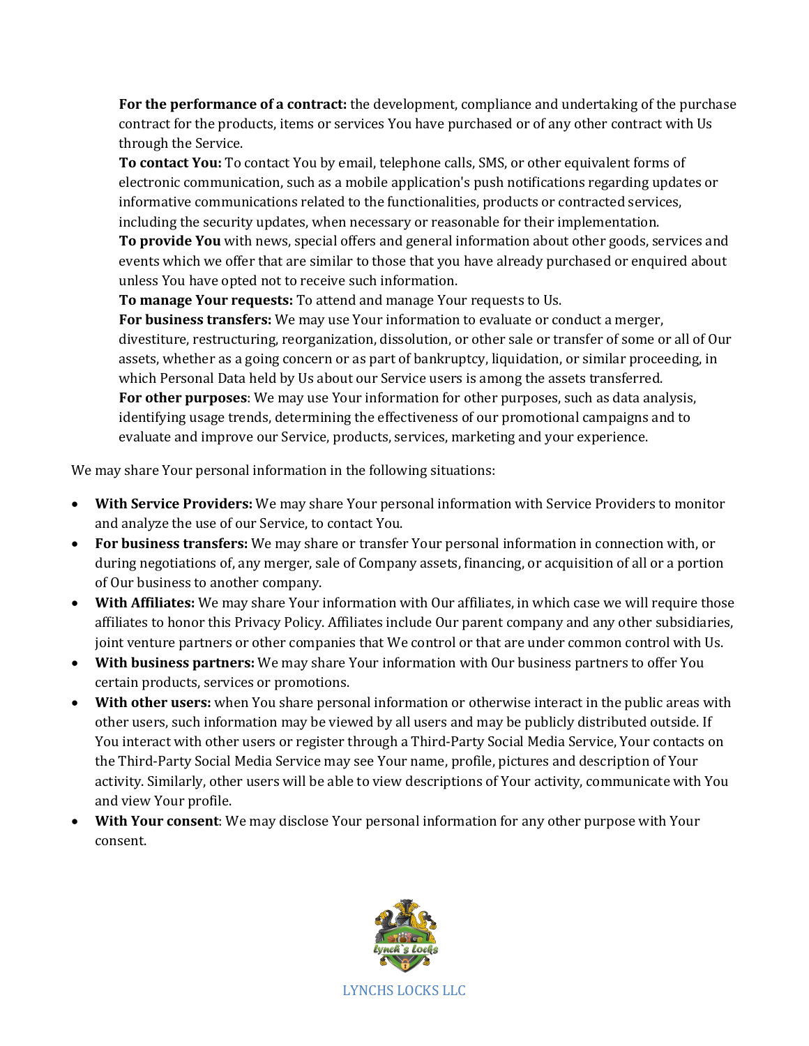**For the performance of a contract:** the development, compliance and undertaking of the purchase contract for the products, items or services You have purchased or of any other contract with Us through the Service.
**To contact You:** To contact You by email, telephone calls, SMS, or other equivalent forms of electronic communication, such as a mobile application's push notifications regarding updates or informative communications related to the functionalities, products or contracted services, including the security updates, when necessary or reasonable for their implementation.
**To provide You** with news, special offers and general information about other goods, services and events which we offer that are similar to those that you have already purchased or enquired about unless You have opted not to receive such information.
**To manage Your requests:** To attend and manage Your requests to Us.
**For business transfers:** We may use Your information to evaluate or conduct a merger, divestiture, restructuring, reorganization, dissolution, or other sale or transfer of some or all of Our assets, whether as a going concern or as part of bankruptcy, liquidation, or similar proceeding, in which Personal Data held by Us about our Service users is among the assets transferred.
**For other purposes**: We may use Your information for other purposes, such as data analysis, identifying usage trends, determining the effectiveness of our promotional campaigns and to evaluate and improve our Service, products, services, marketing and your experience.

We may share Your personal information in the following situations:

- **With Service Providers:** We may share Your personal information with Service Providers to monitor and analyze the use of our Service, to contact You.
- **For business transfers:** We may share or transfer Your personal information in connection with, or during negotiations of, any merger, sale of Company assets, financing, or acquisition of all or a portion of Our business to another company.
- **With Affiliates:** We may share Your information with Our affiliates, in which case we will require those affiliates to honor this Privacy Policy. Affiliates include Our parent company and any other subsidiaries, joint venture partners or other companies that We control or that are under common control with Us.
- **With business partners:** We may share Your information with Our business partners to offer You certain products, services or promotions.
- **With other users:** when You share personal information or otherwise interact in the public areas with other users, such information may be viewed by all users and may be publicly distributed outside. If You interact with other users or register through a Third-Party Social Media Service, Your contacts on the Third-Party Social Media Service may see Your name, profile, pictures and description of Your activity. Similarly, other users will be able to view descriptions of Your activity, communicate with You and view Your profile.
- **With Your consent**: We may disclose Your personal information for any other purpose with Your consent.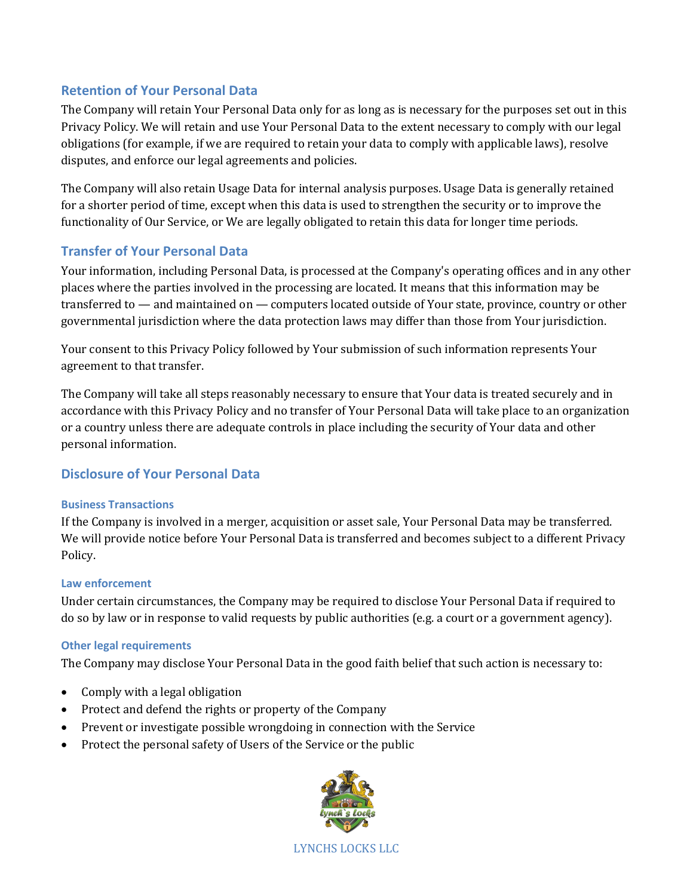## Retention of Your Personal Data

The Company will retain Your Personal Data only for as long as is necessary for the purposes set out in this Privacy Policy. We will retain and use Your Personal Data to the extent necessary to comply with our legal obligations (for example, if we are required to retain your data to comply with applicable laws), resolve disputes, and enforce our legal agreements and policies.

The Company will also retain Usage Data for internal analysis purposes. Usage Data is generally retained for a shorter period of time, except when this data is used to strengthen the security or to improve the functionality of Our Service, or We are legally obligated to retain this data for longer time periods.

## Transfer of Your Personal Data

Your information, including Personal Data, is processed at the Company's operating offices and in any other places where the parties involved in the processing are located. It means that this information may be transferred to — and maintained on — computers located outside of Your state, province, country or other governmental jurisdiction where the data protection laws may differ than those from Your jurisdiction.

Your consent to this Privacy Policy followed by Your submission of such information represents Your agreement to that transfer.

The Company will take all steps reasonably necessary to ensure that Your data is treated securely and in accordance with this Privacy Policy and no transfer of Your Personal Data will take place to an organization or a country unless there are adequate controls in place including the security of Your data and other personal information.

## Disclosure of Your Personal Data

### Business Transactions

If the Company is involved in a merger, acquisition or asset sale, Your Personal Data may be transferred. We will provide notice before Your Personal Data is transferred and becomes subject to a different Privacy Policy.

### Law enforcement

Under certain circumstances, the Company may be required to disclose Your Personal Data if required to do so by law or in response to valid requests by public authorities (e.g. a court or a government agency).

### Other legal requirements

The Company may disclose Your Personal Data in the good faith belief that such action is necessary to:

- Comply with a legal obligation
- Protect and defend the rights or property of the Company
- Prevent or investigate possible wrongdoing in connection with the Service
- Protect the personal safety of Users of the Service or the public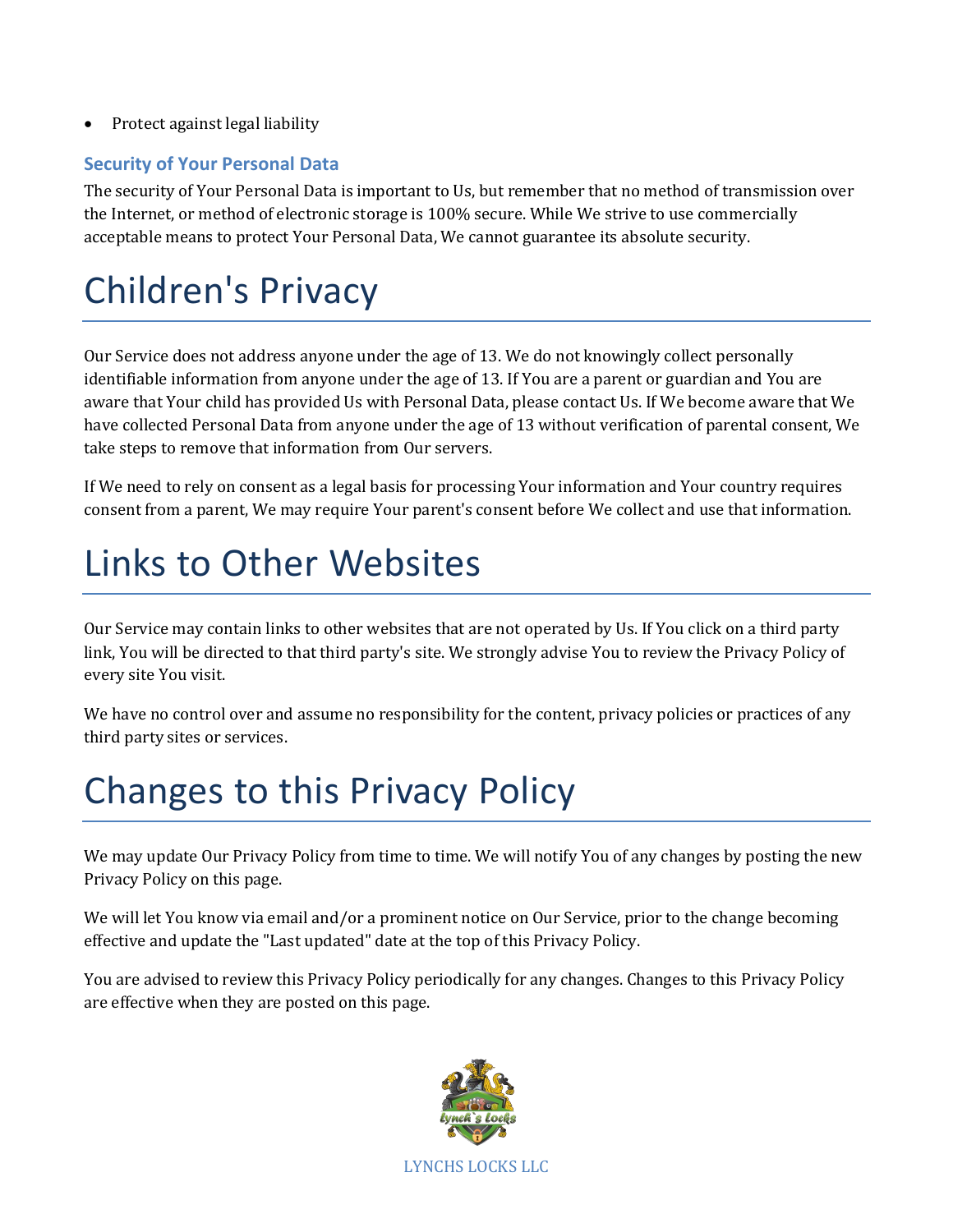- Protect against legal liability

### Security of Your Personal Data

The security of Your Personal Data is important to Us, but remember that no method of transmission over the Internet, or method of electronic storage is 100% secure. While We strive to use commercially acceptable means to protect Your Personal Data, We cannot guarantee its absolute security.

# Children's Privacy

Our Service does not address anyone under the age of 13. We do not knowingly collect personally identifiable information from anyone under the age of 13. If You are a parent or guardian and You are aware that Your child has provided Us with Personal Data, please contact Us. If We become aware that We have collected Personal Data from anyone under the age of 13 without verification of parental consent, We take steps to remove that information from Our servers.

If We need to rely on consent as a legal basis for processing Your information and Your country requires consent from a parent, We may require Your parent's consent before We collect and use that information.

# Links to Other Websites

Our Service may contain links to other websites that are not operated by Us. If You click on a third party link, You will be directed to that third party's site. We strongly advise You to review the Privacy Policy of every site You visit.

We have no control over and assume no responsibility for the content, privacy policies or practices of any third party sites or services.

# Changes to this Privacy Policy

We may update Our Privacy Policy from time to time. We will notify You of any changes by posting the new Privacy Policy on this page.

We will let You know via email and/or a prominent notice on Our Service, prior to the change becoming effective and update the "Last updated" date at the top of this Privacy Policy.

You are advised to review this Privacy Policy periodically for any changes. Changes to this Privacy Policy are effective when they are posted on this page.

LYNCHS LOCKS LLC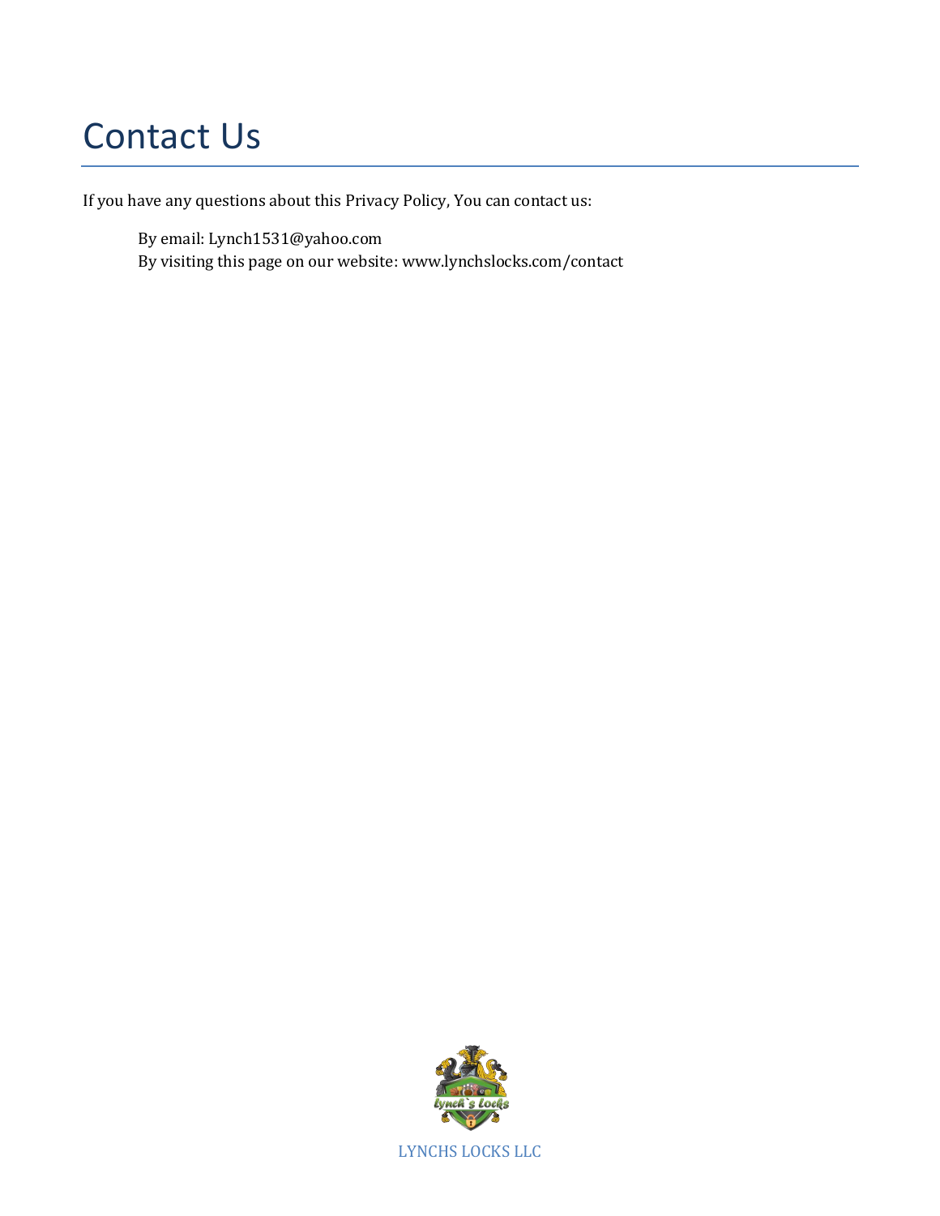# Contact Us

If you have any questions about this Privacy Policy, You can contact us:

By email: Lynch1531@yahoo.com
By visiting this page on our website: www.lynchslocks.com/contact